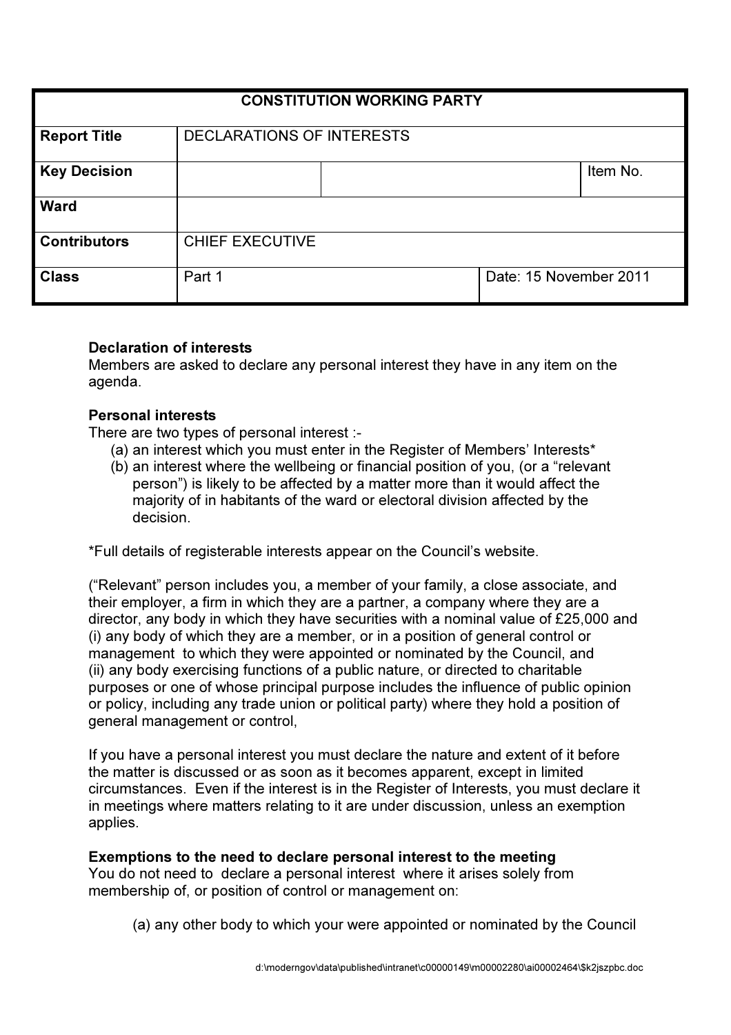| CONSTITUTION WORKING PARTY | | | |
|---|---|---|---|
| **Report Title** | DECLARATIONS OF INTERESTS | | |
| **Key Decision** | | | Item No. |
| **Ward** | | | |
| **Contributors** | CHIEF EXECUTIVE | | |
| **Class** | Part 1 | Date: 15 November 2011 | |

**Declaration of interests**
Members are asked to declare any personal interest they have in any item on the agenda.

**Personal interests**
There are two types of personal interest :-

(a) an interest which you must enter in the Register of Members' Interests*
(b) an interest where the wellbeing or financial position of you, (or a "relevant person") is likely to be affected by a matter more than it would affect the majority of in habitants of the ward or electoral division affected by the decision.

*Full details of registerable interests appear on the Council's website.

("Relevant" person includes you, a member of your family, a close associate, and their employer, a firm in which they are a partner, a company where they are a director, any body in which they have securities with a nominal value of £25,000 and (i) any body of which they are a member, or in a position of general control or management to which they were appointed or nominated by the Council, and (ii) any body exercising functions of a public nature, or directed to charitable purposes or one of whose principal purpose includes the influence of public opinion or policy, including any trade union or political party) where they hold a position of general management or control,

If you have a personal interest you must declare the nature and extent of it before the matter is discussed or as soon as it becomes apparent, except in limited circumstances. Even if the interest is in the Register of Interests, you must declare it in meetings where matters relating to it are under discussion, unless an exemption applies.

**Exemptions to the need to declare personal interest to the meeting**
You do not need to declare a personal interest where it arises solely from membership of, or position of control or management on:

(a) any other body to which your were appointed or nominated by the Council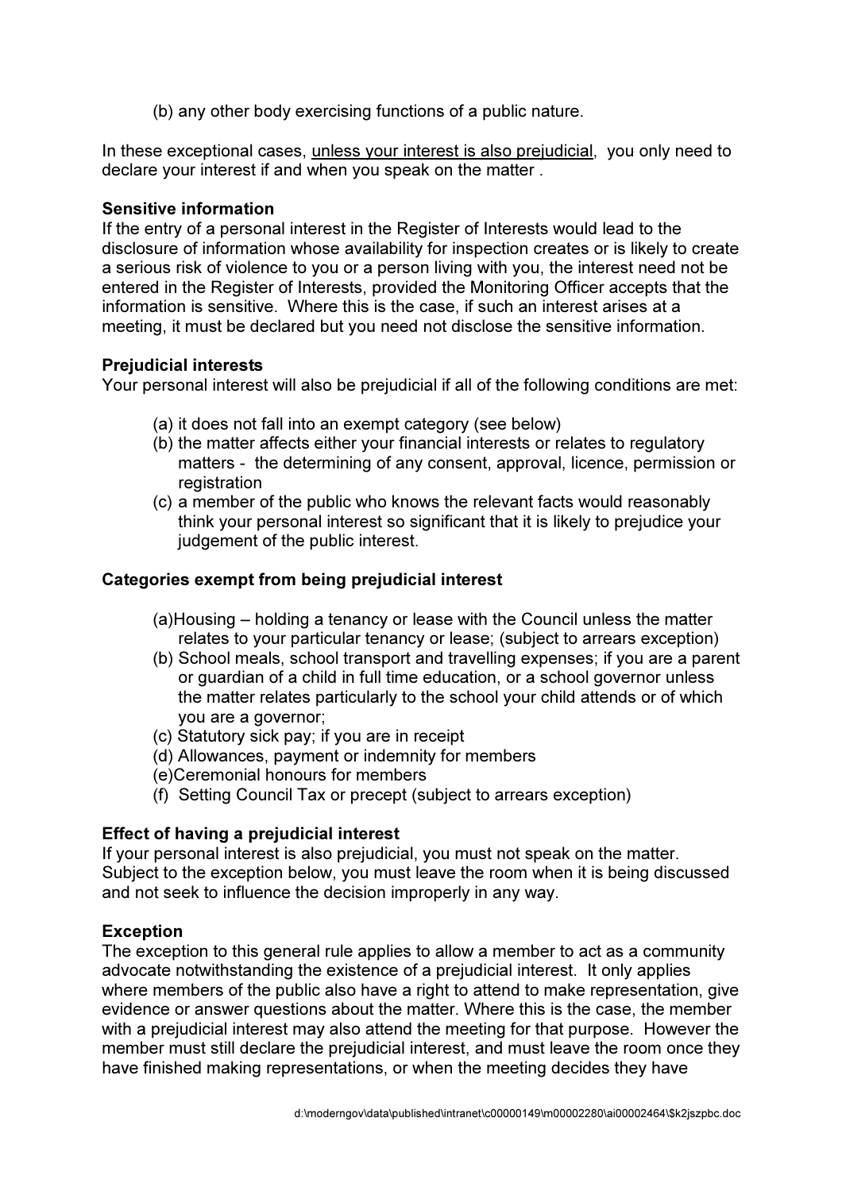(b) any other body exercising functions of a public nature.

In these exceptional cases, unless your interest is also prejudicial, you only need to declare your interest if and when you speak on the matter .

**Sensitive information**

If the entry of a personal interest in the Register of Interests would lead to the disclosure of information whose availability for inspection creates or is likely to create a serious risk of violence to you or a person living with you, the interest need not be entered in the Register of Interests, provided the Monitoring Officer accepts that the information is sensitive. Where this is the case, if such an interest arises at a meeting, it must be declared but you need not disclose the sensitive information.

**Prejudicial interests**

Your personal interest will also be prejudicial if all of the following conditions are met:

(a) it does not fall into an exempt category (see below)
(b) the matter affects either your financial interests or relates to regulatory matters - the determining of any consent, approval, licence, permission or registration
(c) a member of the public who knows the relevant facts would reasonably think your personal interest so significant that it is likely to prejudice your judgement of the public interest.

**Categories exempt from being prejudicial interest**

(a) Housing – holding a tenancy or lease with the Council unless the matter relates to your particular tenancy or lease; (subject to arrears exception)
(b) School meals, school transport and travelling expenses; if you are a parent or guardian of a child in full time education, or a school governor unless the matter relates particularly to the school your child attends or of which you are a governor;
(c) Statutory sick pay; if you are in receipt
(d) Allowances, payment or indemnity for members
(e) Ceremonial honours for members
(f) Setting Council Tax or precept (subject to arrears exception)

**Effect of having a prejudicial interest**

If your personal interest is also prejudicial, you must not speak on the matter. Subject to the exception below, you must leave the room when it is being discussed and not seek to influence the decision improperly in any way.

**Exception**

The exception to this general rule applies to allow a member to act as a community advocate notwithstanding the existence of a prejudicial interest. It only applies where members of the public also have a right to attend to make representation, give evidence or answer questions about the matter. Where this is the case, the member with a prejudicial interest may also attend the meeting for that purpose. However the member must still declare the prejudicial interest, and must leave the room once they have finished making representations, or when the meeting decides they have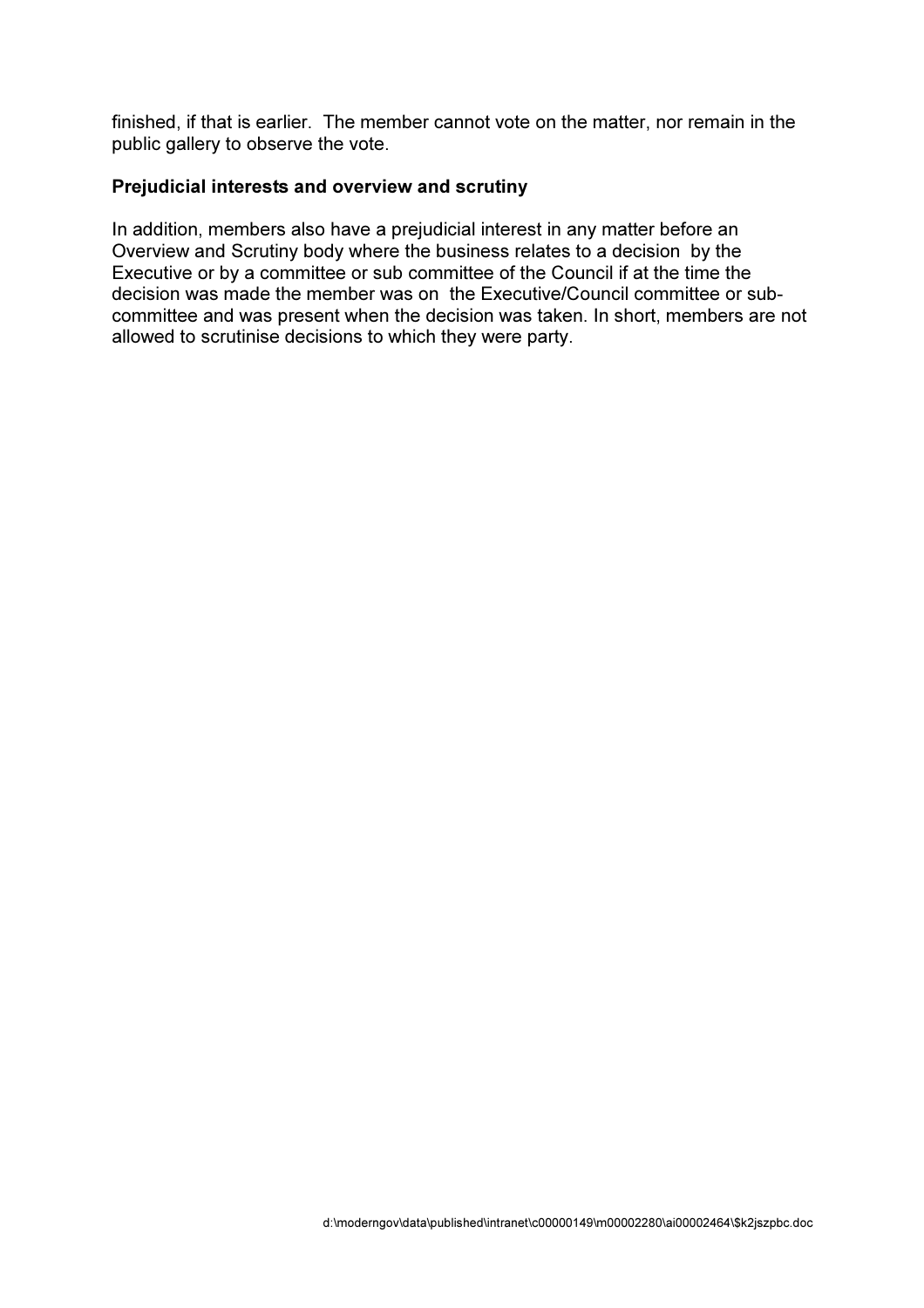finished, if that is earlier. The member cannot vote on the matter, nor remain in the public gallery to observe the vote.

**Prejudicial interests and overview and scrutiny**

In addition, members also have a prejudicial interest in any matter before an Overview and Scrutiny body where the business relates to a decision by the Executive or by a committee or sub committee of the Council if at the time the decision was made the member was on the Executive/Council committee or sub-committee and was present when the decision was taken. In short, members are not allowed to scrutinise decisions to which they were party.